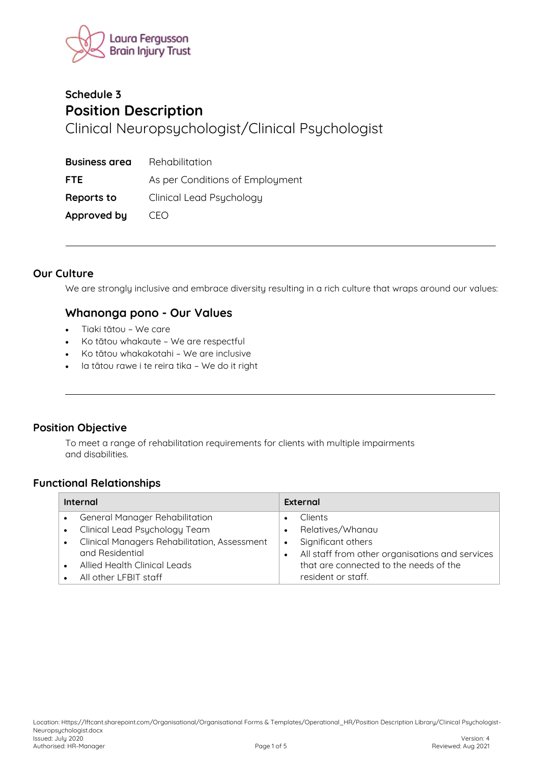Laura Fergusson Brain Injury Trust

Schedule 3

# Position Description

Clinical Neuropsychologist/Clinical Psychologist

| | |
|---|---|
| **Business area** | Rehabilitation |
| **FTE** | As per Conditions of Employment |
| **Reports to** | Clinical Lead Psychology |
| **Approved by** | CEO |

---

## Our Culture

We are strongly inclusive and embrace diversity resulting in a rich culture that wraps around our values:

### Whanonga pono - Our Values

- Tiaki tātou – We care
- Ko tātou whakaute – We are respectful
- Ko tātou whakakotahi – We are inclusive
- Ia tātou rawe i te reira tika – We do it right

---

## Position Objective

To meet a range of rehabilitation requirements for clients with multiple impairments and disabilities.

## Functional Relationships

| Internal | External |
|---|---|
| • General Manager Rehabilitation<br>• Clinical Lead Psychology Team<br>• Clinical Managers Rehabilitation, Assessment and Residential<br>• Allied Health Clinical Leads<br>• All other LFBIT staff | • Clients<br>• Relatives/Whanau<br>• Significant others<br>• All staff from other organisations and services that are connected to the needs of the resident or staff. |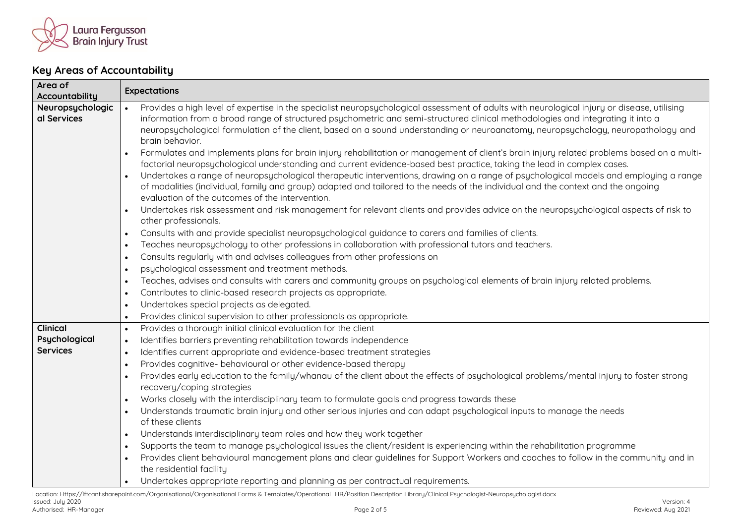## Key Areas of Accountability

| Area of Accountability | Expectations |
|---|---|
| **Neuropsychological Services** | • Provides a high level of expertise in the specialist neuropsychological assessment of adults with neurological injury or disease, utilising information from a broad range of structured psychometric and semi-structured clinical methodologies and integrating it into a neuropsychological formulation of the client, based on a sound understanding or neuroanatomy, neuropsychology, neuropathology and brain behavior.<br>• Formulates and implements plans for brain injury rehabilitation or management of client's brain injury related problems based on a multi-factorial neuropsychological understanding and current evidence-based best practice, taking the lead in complex cases.<br>• Undertakes a range of neuropsychological therapeutic interventions, drawing on a range of psychological models and employing a range of modalities (individual, family and group) adapted and tailored to the needs of the individual and the context and the ongoing evaluation of the outcomes of the intervention.<br>• Undertakes risk assessment and risk management for relevant clients and provides advice on the neuropsychological aspects of risk to other professionals.<br>• Consults with and provide specialist neuropsychological guidance to carers and families of clients.<br>• Teaches neuropsychology to other professions in collaboration with professional tutors and teachers.<br>• Consults regularly with and advises colleagues from other professions on<br>• psychological assessment and treatment methods.<br>• Teaches, advises and consults with carers and community groups on psychological elements of brain injury related problems.<br>• Contributes to clinic-based research projects as appropriate.<br>• Undertakes special projects as delegated.<br>• Provides clinical supervision to other professionals as appropriate. |
| **Clinical Psychological Services** | • Provides a thorough initial clinical evaluation for the client<br>• Identifies barriers preventing rehabilitation towards independence<br>• Identifies current appropriate and evidence-based treatment strategies<br>• Provides cognitive- behavioural or other evidence-based therapy<br>• Provides early education to the family/whanau of the client about the effects of psychological problems/mental injury to foster strong recovery/coping strategies<br>• Works closely with the interdisciplinary team to formulate goals and progress towards these<br>• Understands traumatic brain injury and other serious injuries and can adapt psychological inputs to manage the needs of these clients<br>• Understands interdisciplinary team roles and how they work together<br>• Supports the team to manage psychological issues the client/resident is experiencing within the rehabilitation programme<br>• Provides client behavioural management plans and clear guidelines for Support Workers and coaches to follow in the community and in the residential facility<br>• Undertakes appropriate reporting and planning as per contractual requirements. |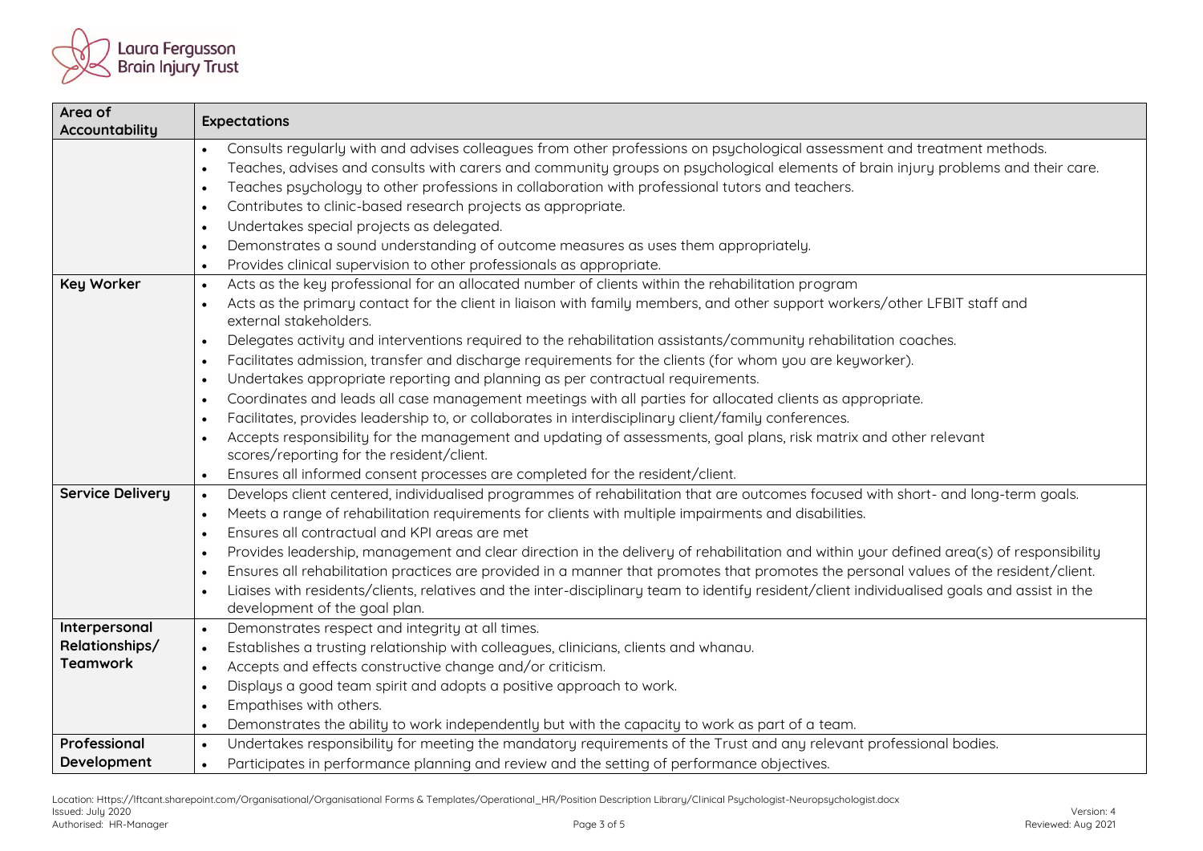| Area of Accountability | Expectations |
|---|---|
| | • Consults regularly with and advises colleagues from other professions on psychological assessment and treatment methods.<br>• Teaches, advises and consults with carers and community groups on psychological elements of brain injury problems and their care.<br>• Teaches psychology to other professions in collaboration with professional tutors and teachers.<br>• Contributes to clinic-based research projects as appropriate.<br>• Undertakes special projects as delegated.<br>• Demonstrates a sound understanding of outcome measures as uses them appropriately.<br>• Provides clinical supervision to other professionals as appropriate. |
| **Key Worker** | • Acts as the key professional for an allocated number of clients within the rehabilitation program<br>• Acts as the primary contact for the client in liaison with family members, and other support workers/other LFBIT staff and external stakeholders.<br>• Delegates activity and interventions required to the rehabilitation assistants/community rehabilitation coaches.<br>• Facilitates admission, transfer and discharge requirements for the clients (for whom you are keyworker).<br>• Undertakes appropriate reporting and planning as per contractual requirements.<br>• Coordinates and leads all case management meetings with all parties for allocated clients as appropriate.<br>• Facilitates, provides leadership to, or collaborates in interdisciplinary client/family conferences.<br>• Accepts responsibility for the management and updating of assessments, goal plans, risk matrix and other relevant scores/reporting for the resident/client.<br>• Ensures all informed consent processes are completed for the resident/client. |
| **Service Delivery** | • Develops client centered, individualised programmes of rehabilitation that are outcomes focused with short- and long-term goals.<br>• Meets a range of rehabilitation requirements for clients with multiple impairments and disabilities.<br>• Ensures all contractual and KPI areas are met<br>• Provides leadership, management and clear direction in the delivery of rehabilitation and within your defined area(s) of responsibility<br>• Ensures all rehabilitation practices are provided in a manner that promotes that promotes the personal values of the resident/client.<br>• Liaises with residents/clients, relatives and the inter-disciplinary team to identify resident/client individualised goals and assist in the development of the goal plan. |
| **Interpersonal Relationships/ Teamwork** | • Demonstrates respect and integrity at all times.<br>• Establishes a trusting relationship with colleagues, clinicians, clients and whanau.<br>• Accepts and effects constructive change and/or criticism.<br>• Displays a good team spirit and adopts a positive approach to work.<br>• Empathises with others.<br>• Demonstrates the ability to work independently but with the capacity to work as part of a team. |
| **Professional Development** | • Undertakes responsibility for meeting the mandatory requirements of the Trust and any relevant professional bodies.<br>• Participates in performance planning and review and the setting of performance objectives. |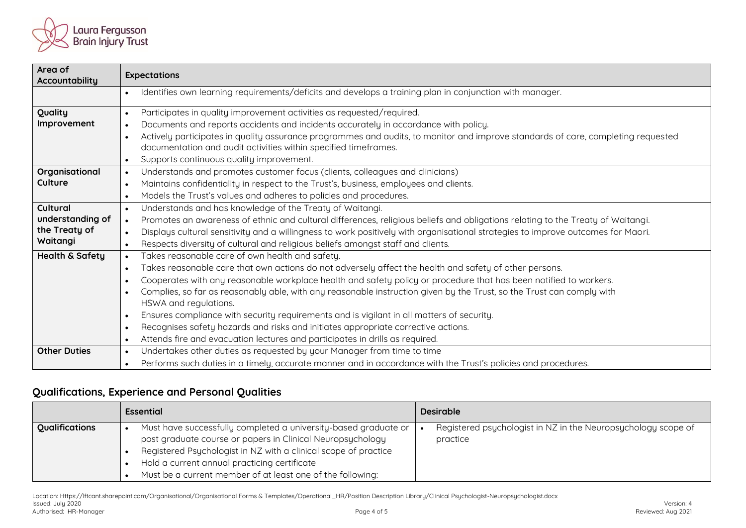| Area of Accountability | Expectations |
|---|---|
| | • Identifies own learning requirements/deficits and develops a training plan in conjunction with manager. |
| **Quality Improvement** | • Participates in quality improvement activities as requested/required.<br>• Documents and reports accidents and incidents accurately in accordance with policy.<br>• Actively participates in quality assurance programmes and audits, to monitor and improve standards of care, completing requested documentation and audit activities within specified timeframes.<br>• Supports continuous quality improvement. |
| **Organisational Culture** | • Understands and promotes customer focus (clients, colleagues and clinicians)<br>• Maintains confidentiality in respect to the Trust's, business, employees and clients.<br>• Models the Trust's values and adheres to policies and procedures. |
| **Cultural understanding of the Treaty of Waitangi** | • Understands and has knowledge of the Treaty of Waitangi.<br>• Promotes an awareness of ethnic and cultural differences, religious beliefs and obligations relating to the Treaty of Waitangi.<br>• Displays cultural sensitivity and a willingness to work positively with organisational strategies to improve outcomes for Maori.<br>• Respects diversity of cultural and religious beliefs amongst staff and clients. |
| **Health & Safety** | • Takes reasonable care of own health and safety.<br>• Takes reasonable care that own actions do not adversely affect the health and safety of other persons.<br>• Cooperates with any reasonable workplace health and safety policy or procedure that has been notified to workers.<br>• Complies, so far as reasonably able, with any reasonable instruction given by the Trust, so the Trust can comply with HSWA and regulations.<br>• Ensures compliance with security requirements and is vigilant in all matters of security.<br>• Recognises safety hazards and risks and initiates appropriate corrective actions.<br>• Attends fire and evacuation lectures and participates in drills as required. |
| **Other Duties** | • Undertakes other duties as requested by your Manager from time to time<br>• Performs such duties in a timely, accurate manner and in accordance with the Trust's policies and procedures. |

## Qualifications, Experience and Personal Qualities

| | Essential | Desirable |
|---|---|---|
| **Qualifications** | • Must have successfully completed a university-based graduate or post graduate course or papers in Clinical Neuropsychology<br>• Registered Psychologist in NZ with a clinical scope of practice<br>• Hold a current annual practicing certificate<br>• Must be a current member of at least one of the following: | • Registered psychologist in NZ in the Neuropsychology scope of practice |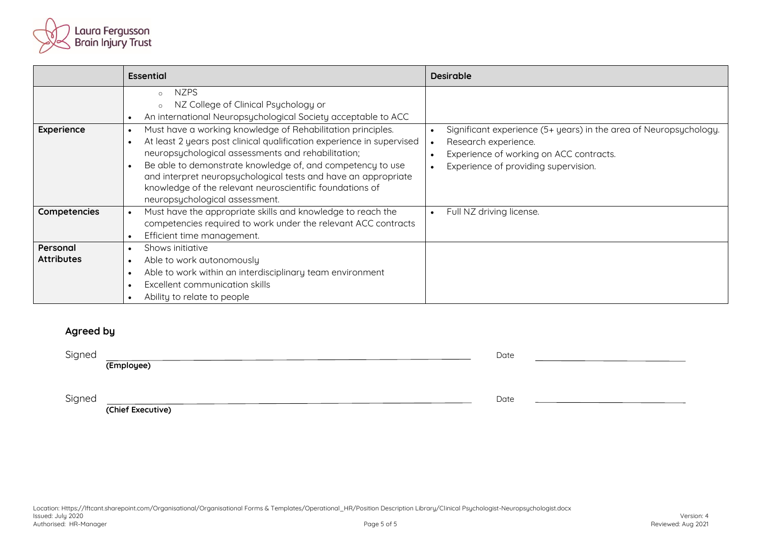| | Essential | Desirable |
|---|---|---|
| | ◦ NZPS<br>◦ NZ College of Clinical Psychology or<br>• An international Neuropsychological Society acceptable to ACC | |
| **Experience** | • Must have a working knowledge of Rehabilitation principles.<br>• At least 2 years post clinical qualification experience in supervised neuropsychological assessments and rehabilitation;<br>• Be able to demonstrate knowledge of, and competency to use and interpret neuropsychological tests and have an appropriate knowledge of the relevant neuroscientific foundations of neuropsychological assessment. | • Significant experience (5+ years) in the area of Neuropsychology.<br>• Research experience.<br>• Experience of working on ACC contracts.<br>• Experience of providing supervision. |
| **Competencies** | • Must have the appropriate skills and knowledge to reach the competencies required to work under the relevant ACC contracts<br>• Efficient time management. | • Full NZ driving license. |
| **Personal Attributes** | • Shows initiative<br>• Able to work autonomously<br>• Able to work within an interdisciplinary team environment<br>• Excellent communication skills<br>• Ability to relate to people | |

## Agreed by

Signed \_\_\_\_\_\_\_\_\_\_\_\_\_\_\_\_\_\_\_\_\_\_\_\_\_\_\_\_\_\_ Date \_\_\_\_\_\_\_\_\_\_\_\_\_\_\_\_
**(Employee)**

Signed \_\_\_\_\_\_\_\_\_\_\_\_\_\_\_\_\_\_\_\_\_\_\_\_\_\_\_\_\_\_ Date \_\_\_\_\_\_\_\_\_\_\_\_\_\_\_\_
**(Chief Executive)**